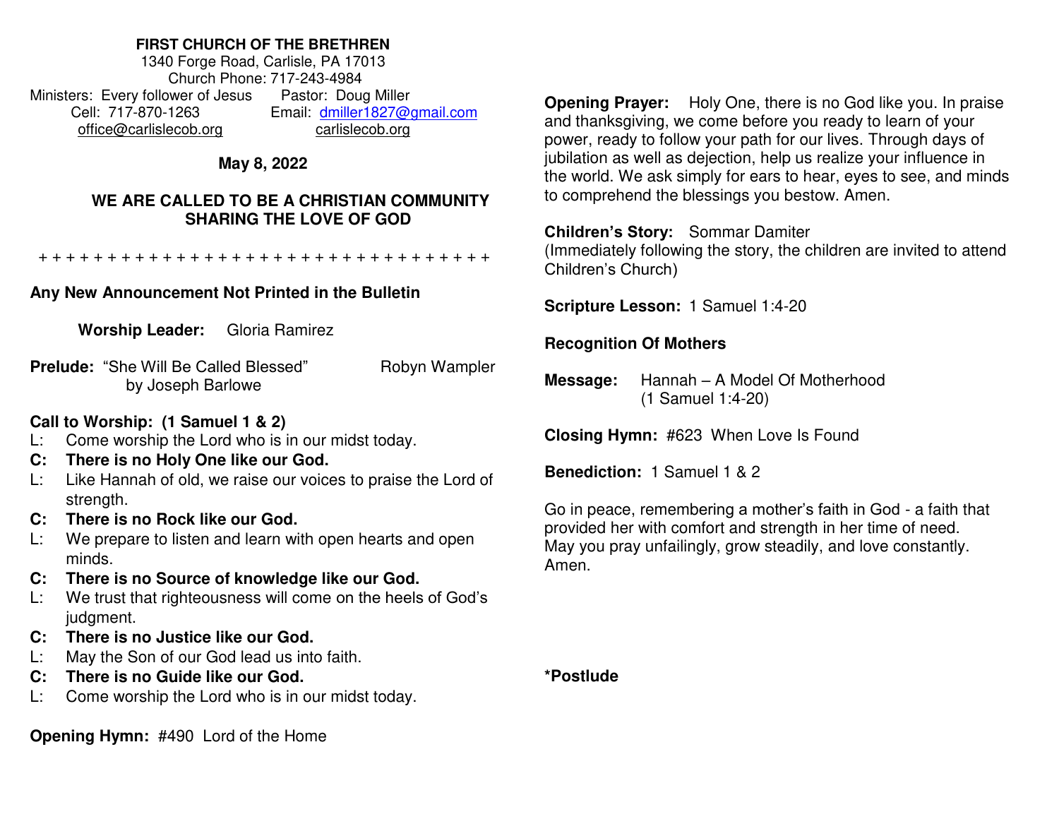**FIRST CHURCH OF THE BRETHREN**
1340 Forge Road, Carlisle, PA 17013
Church Phone: 717-243-4984
Ministers: Every follower of Jesus    Pastor: Doug Miller
Cell: 717-870-1263    Email: dmiller1827@gmail.com
office@carlislecob.org    carlislecob.org

**May 8, 2022**

**WE ARE CALLED TO BE A CHRISTIAN COMMUNITY SHARING THE LOVE OF GOD**

+ + + + + + + + + + + + + + + + + + + + + + + + + + + + + + + + +

**Any New Announcement Not Printed in the Bulletin**

**Worship Leader:** Gloria Ramirez

**Prelude:** "She Will Be Called Blessed" by Joseph Barlowe    Robyn Wampler

**Call to Worship: (1 Samuel 1 & 2)**

L: Come worship the Lord who is in our midst today.
**C: There is no Holy One like our God.**
L: Like Hannah of old, we raise our voices to praise the Lord of strength.
**C: There is no Rock like our God.**
L: We prepare to listen and learn with open hearts and open minds.
**C: There is no Source of knowledge like our God.**
L: We trust that righteousness will come on the heels of God's judgment.
**C: There is no Justice like our God.**
L: May the Son of our God lead us into faith.
**C: There is no Guide like our God.**
L: Come worship the Lord who is in our midst today.

**Opening Hymn:** #490 Lord of the Home

**Opening Prayer:** Holy One, there is no God like you. In praise and thanksgiving, we come before you ready to learn of your power, ready to follow your path for our lives. Through days of jubilation as well as dejection, help us realize your influence in the world. We ask simply for ears to hear, eyes to see, and minds to comprehend the blessings you bestow. Amen.

**Children's Story:** Sommar Damiter
(Immediately following the story, the children are invited to attend Children's Church)

**Scripture Lesson:** 1 Samuel 1:4-20

**Recognition Of Mothers**

**Message:** Hannah – A Model Of Motherhood
(1 Samuel 1:4-20)

**Closing Hymn:** #623 When Love Is Found

**Benediction:** 1 Samuel 1 & 2

Go in peace, remembering a mother's faith in God - a faith that provided her with comfort and strength in her time of need. May you pray unfailingly, grow steadily, and love constantly. Amen.

**\*Postlude**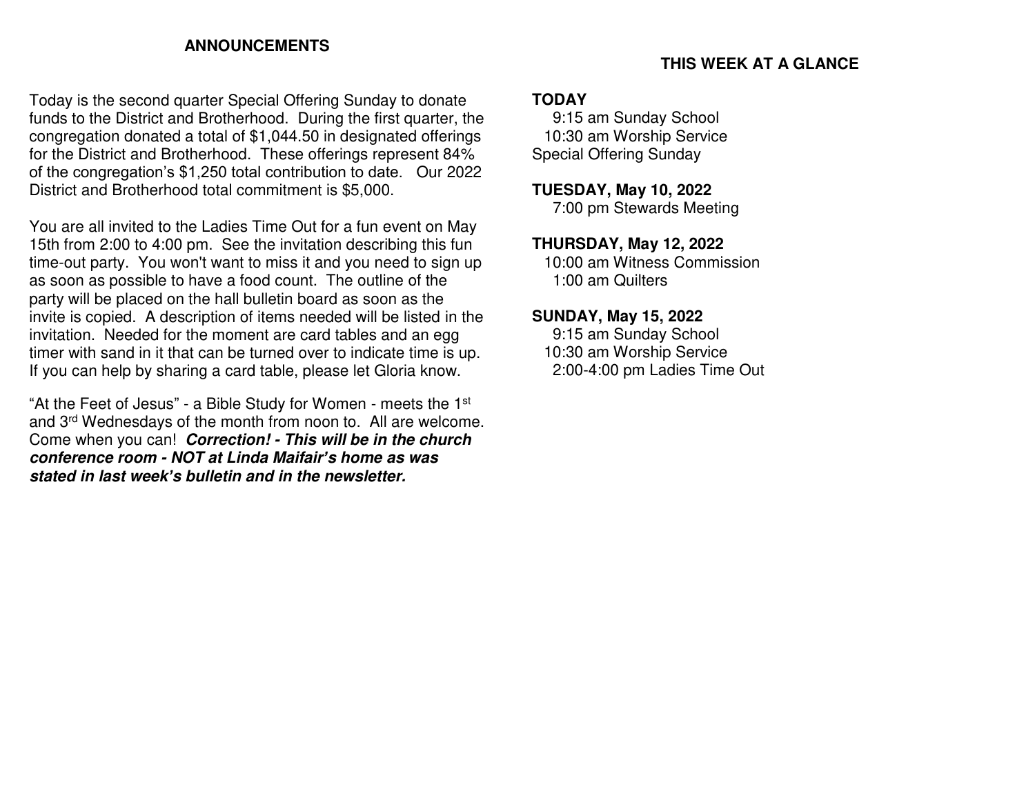## ANNOUNCEMENTS

Today is the second quarter Special Offering Sunday to donate funds to the District and Brotherhood. During the first quarter, the congregation donated a total of $1,044.50 in designated offerings for the District and Brotherhood. These offerings represent 84% of the congregation's $1,250 total contribution to date. Our 2022 District and Brotherhood total commitment is $5,000.

You are all invited to the Ladies Time Out for a fun event on May 15th from 2:00 to 4:00 pm. See the invitation describing this fun time-out party. You won't want to miss it and you need to sign up as soon as possible to have a food count. The outline of the party will be placed on the hall bulletin board as soon as the invite is copied. A description of items needed will be listed in the invitation. Needed for the moment are card tables and an egg timer with sand in it that can be turned over to indicate time is up. If you can help by sharing a card table, please let Gloria know.

"At the Feet of Jesus" - a Bible Study for Women - meets the 1st and 3rd Wednesdays of the month from noon to. All are welcome. Come when you can! ***Correction! - This will be in the church conference room - NOT at Linda Maifair's home as was stated in last week's bulletin and in the newsletter.***

## THIS WEEK AT A GLANCE

**TODAY**
9:15 am Sunday School
10:30 am Worship Service
Special Offering Sunday

**TUESDAY, May 10, 2022**
7:00 pm Stewards Meeting

**THURSDAY, May 12, 2022**
10:00 am Witness Commission
1:00 am Quilters

**SUNDAY, May 15, 2022**
9:15 am Sunday School
10:30 am Worship Service
2:00-4:00 pm Ladies Time Out